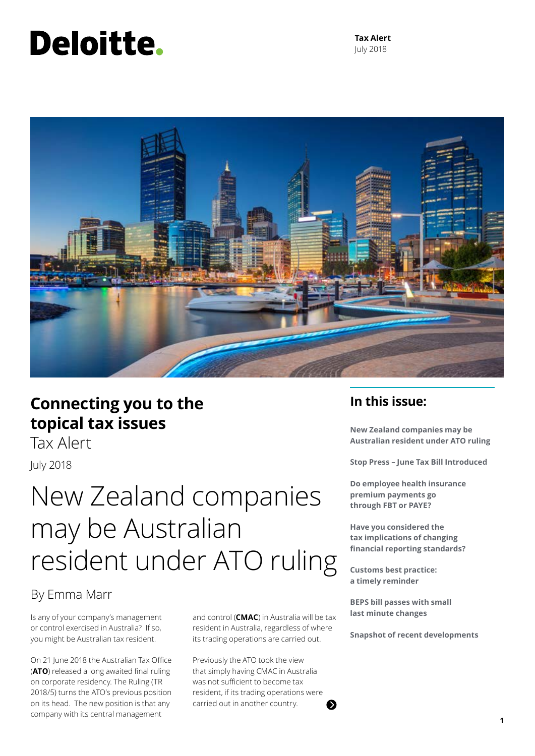Deloitte.

**Tax Alert**
July 2018

## Connecting you to the topical tax issues

Tax Alert

July 2018

## In this issue:

**New Zealand companies may be Australian resident under ATO ruling**

**Stop Press – June Tax Bill Introduced**

**Do employee health insurance premium payments go through FBT or PAYE?**

**Have you considered the tax implications of changing financial reporting standards?**

**Customs best practice: a timely reminder**

**BEPS bill passes with small last minute changes**

**Snapshot of recent developments**

# New Zealand companies may be Australian resident under ATO ruling

By Emma Marr

Is any of your company's management or control exercised in Australia? If so, you might be Australian tax resident.

On 21 June 2018 the Australian Tax Office (**ATO**) released a long awaited final ruling on corporate residency. The Ruling (TR 2018/5) turns the ATO's previous position on its head. The new position is that any company with its central management and control (**CMAC**) in Australia will be tax resident in Australia, regardless of where its trading operations are carried out.

Previously the ATO took the view that simply having CMAC in Australia was not sufficient to become tax resident, if its trading operations were carried out in another country.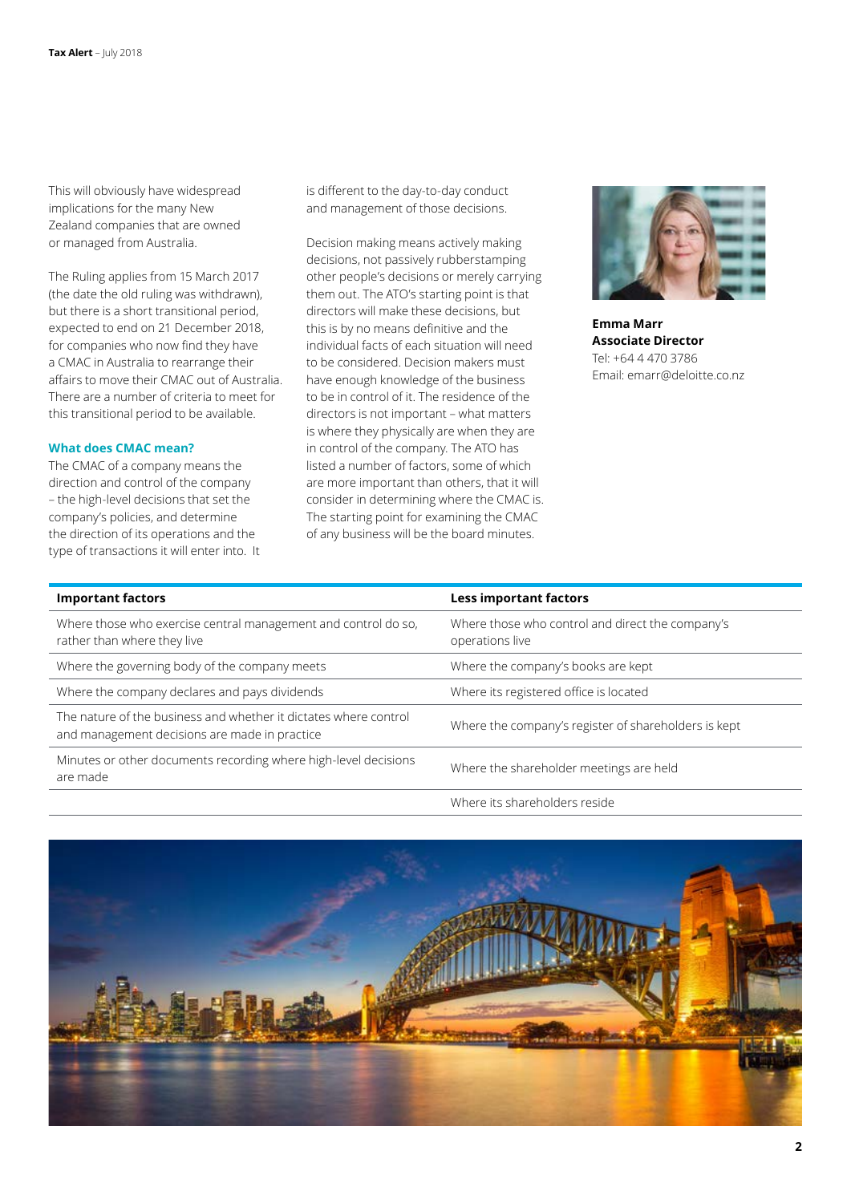This will obviously have widespread implications for the many New Zealand companies that are owned or managed from Australia.

The Ruling applies from 15 March 2017 (the date the old ruling was withdrawn), but there is a short transitional period, expected to end on 21 December 2018, for companies who now find they have a CMAC in Australia to rearrange their affairs to move their CMAC out of Australia. There are a number of criteria to meet for this transitional period to be available.

### What does CMAC mean?

The CMAC of a company means the direction and control of the company – the high-level decisions that set the company's policies, and determine the direction of its operations and the type of transactions it will enter into. It is different to the day-to-day conduct and management of those decisions.

Decision making means actively making decisions, not passively rubberstamping other people's decisions or merely carrying them out. The ATO's starting point is that directors will make these decisions, but this is by no means definitive and the individual facts of each situation will need to be considered. Decision makers must have enough knowledge of the business to be in control of it. The residence of the directors is not important – what matters is where they physically are when they are in control of the company. The ATO has listed a number of factors, some of which are more important than others, that it will consider in determining where the CMAC is. The starting point for examining the CMAC of any business will be the board minutes.

**Emma Marr**
**Associate Director**
Tel: +64 4 470 3786
Email: emarr@deloitte.co.nz

| Important factors | Less important factors |
|---|---|
| Where those who exercise central management and control do so, rather than where they live | Where those who control and direct the company's operations live |
| Where the governing body of the company meets | Where the company's books are kept |
| Where the company declares and pays dividends | Where its registered office is located |
| The nature of the business and whether it dictates where control and management decisions are made in practice | Where the company's register of shareholders is kept |
| Minutes or other documents recording where high-level decisions are made | Where the shareholder meetings are held |
| | Where its shareholders reside |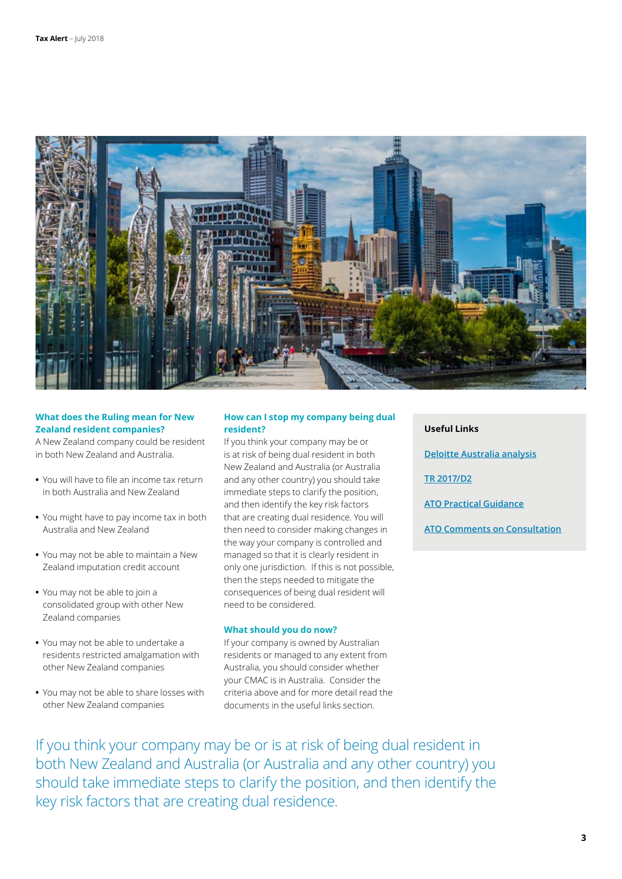## What does the Ruling mean for New Zealand resident companies?

A New Zealand company could be resident in both New Zealand and Australia.

- You will have to file an income tax return in both Australia and New Zealand
- You might have to pay income tax in both Australia and New Zealand
- You may not be able to maintain a New Zealand imputation credit account
- You may not be able to join a consolidated group with other New Zealand companies
- You may not be able to undertake a residents restricted amalgamation with other New Zealand companies
- You may not be able to share losses with other New Zealand companies

## How can I stop my company being dual resident?

If you think your company may be or is at risk of being dual resident in both New Zealand and Australia (or Australia and any other country) you should take immediate steps to clarify the position, and then identify the key risk factors that are creating dual residence. You will then need to consider making changes in the way your company is controlled and managed so that it is clearly resident in only one jurisdiction. If this is not possible, then the steps needed to mitigate the consequences of being dual resident will need to be considered.

## What should you do now?

If your company is owned by Australian residents or managed to any extent from Australia, you should consider whether your CMAC is in Australia. Consider the criteria above and for more detail read the documents in the useful links section.

**Useful Links**

Deloitte Australia analysis

TR 2017/D2

ATO Practical Guidance

ATO Comments on Consultation

If you think your company may be or is at risk of being dual resident in both New Zealand and Australia (or Australia and any other country) you should take immediate steps to clarify the position, and then identify the key risk factors that are creating dual residence.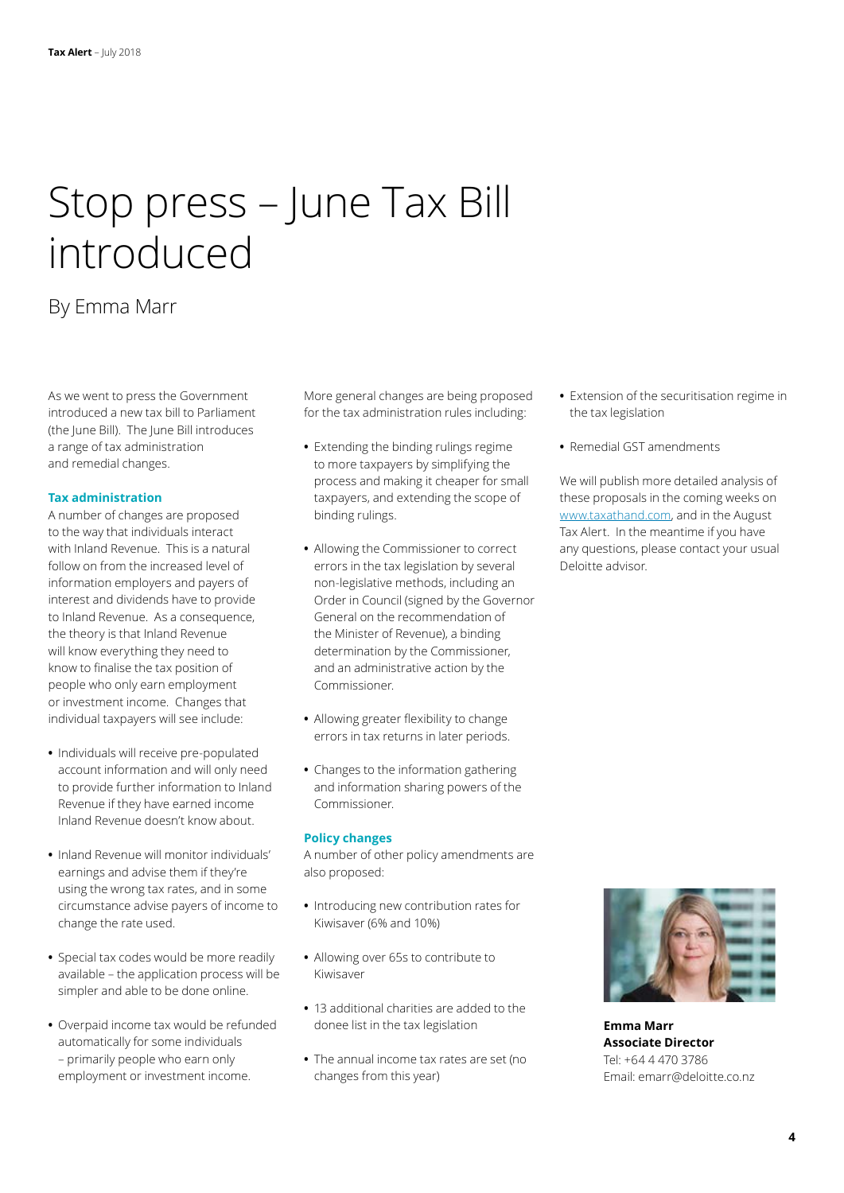# Stop press – June Tax Bill introduced

By Emma Marr

As we went to press the Government introduced a new tax bill to Parliament (the June Bill). The June Bill introduces a range of tax administration and remedial changes.

### Tax administration

A number of changes are proposed to the way that individuals interact with Inland Revenue. This is a natural follow on from the increased level of information employers and payers of interest and dividends have to provide to Inland Revenue. As a consequence, the theory is that Inland Revenue will know everything they need to know to finalise the tax position of people who only earn employment or investment income. Changes that individual taxpayers will see include:

- Individuals will receive pre-populated account information and will only need to provide further information to Inland Revenue if they have earned income Inland Revenue doesn't know about.
- Inland Revenue will monitor individuals' earnings and advise them if they're using the wrong tax rates, and in some circumstance advise payers of income to change the rate used.
- Special tax codes would be more readily available – the application process will be simpler and able to be done online.
- Overpaid income tax would be refunded automatically for some individuals – primarily people who earn only employment or investment income.

More general changes are being proposed for the tax administration rules including:

- Extending the binding rulings regime to more taxpayers by simplifying the process and making it cheaper for small taxpayers, and extending the scope of binding rulings.
- Allowing the Commissioner to correct errors in the tax legislation by several non-legislative methods, including an Order in Council (signed by the Governor General on the recommendation of the Minister of Revenue), a binding determination by the Commissioner, and an administrative action by the Commissioner.
- Allowing greater flexibility to change errors in tax returns in later periods.
- Changes to the information gathering and information sharing powers of the Commissioner.

### Policy changes

A number of other policy amendments are also proposed:

- Introducing new contribution rates for Kiwisaver (6% and 10%)
- Allowing over 65s to contribute to Kiwisaver
- 13 additional charities are added to the donee list in the tax legislation
- The annual income tax rates are set (no changes from this year)
- Extension of the securitisation regime in the tax legislation
- Remedial GST amendments

We will publish more detailed analysis of these proposals in the coming weeks on www.taxathand.com, and in the August Tax Alert. In the meantime if you have any questions, please contact your usual Deloitte advisor.

**Emma Marr**
**Associate Director**
Tel: +64 4 470 3786
Email: emarr@deloitte.co.nz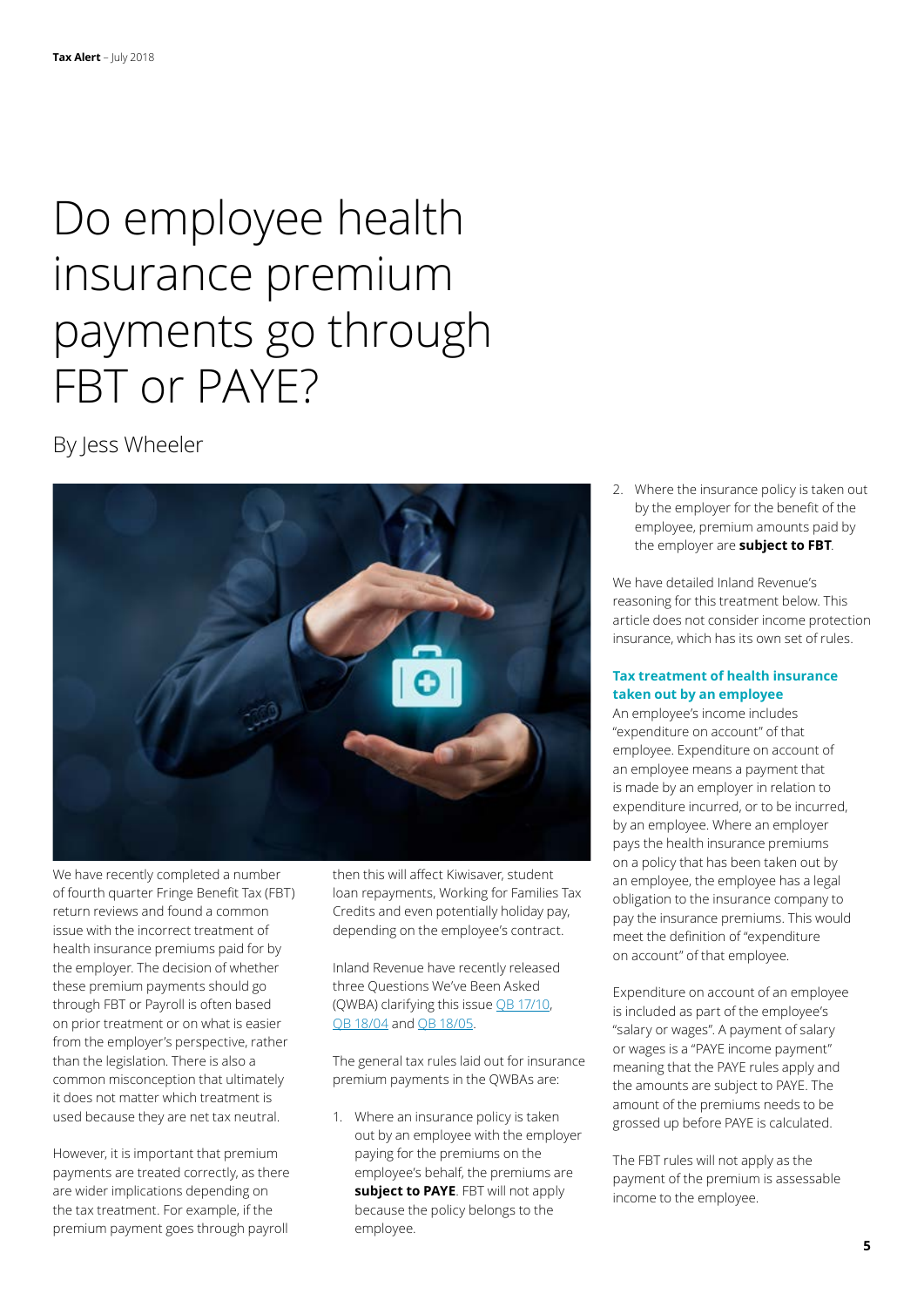# Do employee health insurance premium payments go through FBT or PAYE?

By Jess Wheeler

We have recently completed a number of fourth quarter Fringe Benefit Tax (FBT) return reviews and found a common issue with the incorrect treatment of health insurance premiums paid for by the employer. The decision of whether these premium payments should go through FBT or Payroll is often based on prior treatment or on what is easier from the employer's perspective, rather than the legislation. There is also a common misconception that ultimately it does not matter which treatment is used because they are net tax neutral.

However, it is important that premium payments are treated correctly, as there are wider implications depending on the tax treatment. For example, if the premium payment goes through payroll then this will affect Kiwisaver, student loan repayments, Working for Families Tax Credits and even potentially holiday pay, depending on the employee's contract.

Inland Revenue have recently released three Questions We've Been Asked (QWBA) clarifying this issue QB 17/10, QB 18/04 and QB 18/05.

The general tax rules laid out for insurance premium payments in the QWBAs are:

1. Where an insurance policy is taken out by an employee with the employer paying for the premiums on the employee's behalf, the premiums are **subject to PAYE**. FBT will not apply because the policy belongs to the employee.
2. Where the insurance policy is taken out by the employer for the benefit of the employee, premium amounts paid by the employer are **subject to FBT**.

We have detailed Inland Revenue's reasoning for this treatment below. This article does not consider income protection insurance, which has its own set of rules.

### Tax treatment of health insurance taken out by an employee

An employee's income includes "expenditure on account" of that employee. Expenditure on account of an employee means a payment that is made by an employer in relation to expenditure incurred, or to be incurred, by an employee. Where an employer pays the health insurance premiums on a policy that has been taken out by an employee, the employee has a legal obligation to the insurance company to pay the insurance premiums. This would meet the definition of "expenditure on account" of that employee.

Expenditure on account of an employee is included as part of the employee's "salary or wages". A payment of salary or wages is a "PAYE income payment" meaning that the PAYE rules apply and the amounts are subject to PAYE. The amount of the premiums needs to be grossed up before PAYE is calculated.

The FBT rules will not apply as the payment of the premium is assessable income to the employee.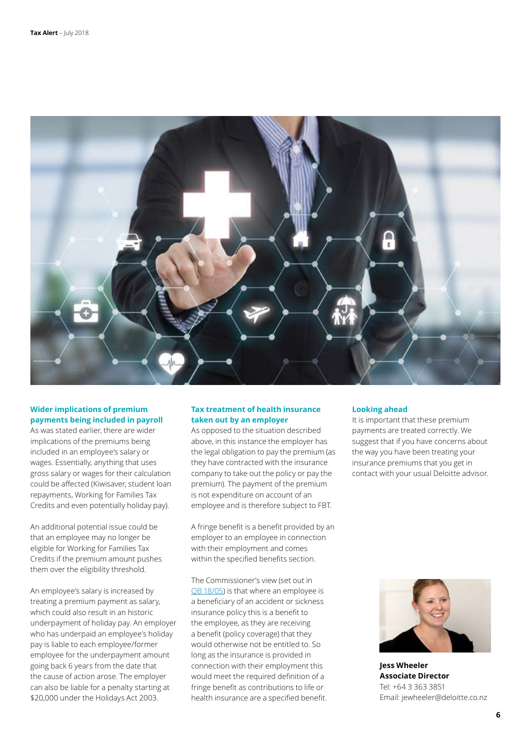## Wider implications of premium payments being included in payroll

As was stated earlier, there are wider implications of the premiums being included in an employee's salary or wages. Essentially, anything that uses gross salary or wages for their calculation could be affected (Kiwisaver, student loan repayments, Working for Families Tax Credits and even potentially holiday pay).

An additional potential issue could be that an employee may no longer be eligible for Working for Families Tax Credits if the premium amount pushes them over the eligibility threshold.

An employee's salary is increased by treating a premium payment as salary, which could also result in an historic underpayment of holiday pay. An employer who has underpaid an employee's holiday pay is liable to each employee/former employee for the underpayment amount going back 6 years from the date that the cause of action arose. The employer can also be liable for a penalty starting at $20,000 under the Holidays Act 2003.

## Tax treatment of health insurance taken out by an employer

As opposed to the situation described above, in this instance the employer has the legal obligation to pay the premium (as they have contracted with the insurance company to take out the policy or pay the premium). The payment of the premium is not expenditure on account of an employee and is therefore subject to FBT.

A fringe benefit is a benefit provided by an employer to an employee in connection with their employment and comes within the specified benefits section.

The Commissioner's view (set out in QB 18/05) is that where an employee is a beneficiary of an accident or sickness insurance policy this is a benefit to the employee, as they are receiving a benefit (policy coverage) that they would otherwise not be entitled to. So long as the insurance is provided in connection with their employment this would meet the required definition of a fringe benefit as contributions to life or health insurance are a specified benefit.

## Looking ahead

It is important that these premium payments are treated correctly. We suggest that if you have concerns about the way you have been treating your insurance premiums that you get in contact with your usual Deloitte advisor.

**Jess Wheeler**
**Associate Director**
Tel: +64 3 363 3851
Email: jewheeler@deloitte.co.nz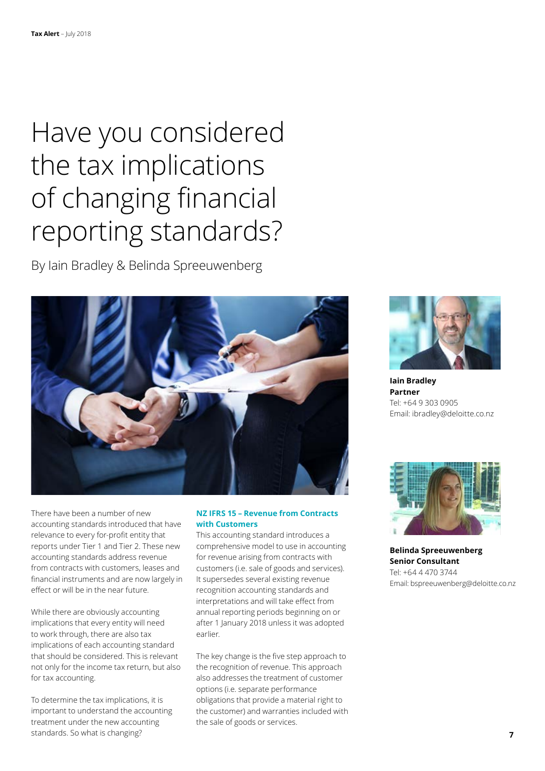# Have you considered the tax implications of changing financial reporting standards?

By Iain Bradley & Belinda Spreeuwenberg

**Iain Bradley**
**Partner**
Tel: +64 9 303 0905
Email: ibradley@deloitte.co.nz

**Belinda Spreeuwenberg**
**Senior Consultant**
Tel: +64 4 470 3744
Email: bspreeuwenberg@deloitte.co.nz

There have been a number of new accounting standards introduced that have relevance to every for-profit entity that reports under Tier 1 and Tier 2. These new accounting standards address revenue from contracts with customers, leases and financial instruments and are now largely in effect or will be in the near future.

While there are obviously accounting implications that every entity will need to work through, there are also tax implications of each accounting standard that should be considered. This is relevant not only for the income tax return, but also for tax accounting.

To determine the tax implications, it is important to understand the accounting treatment under the new accounting standards. So what is changing?

## NZ IFRS 15 – Revenue from Contracts with Customers

This accounting standard introduces a comprehensive model to use in accounting for revenue arising from contracts with customers (i.e. sale of goods and services). It supersedes several existing revenue recognition accounting standards and interpretations and will take effect from annual reporting periods beginning on or after 1 January 2018 unless it was adopted earlier.

The key change is the five step approach to the recognition of revenue. This approach also addresses the treatment of customer options (i.e. separate performance obligations that provide a material right to the customer) and warranties included with the sale of goods or services.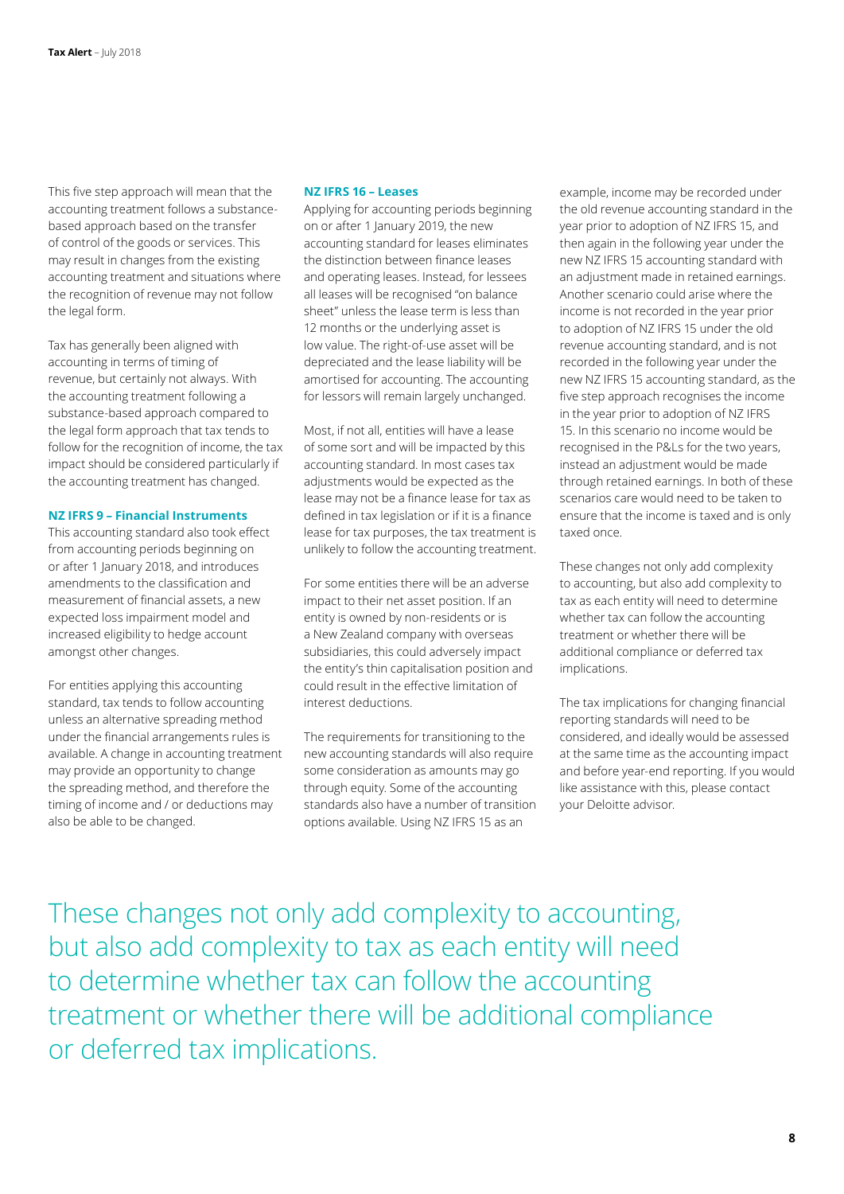This five step approach will mean that the accounting treatment follows a substance-based approach based on the transfer of control of the goods or services. This may result in changes from the existing accounting treatment and situations where the recognition of revenue may not follow the legal form.

Tax has generally been aligned with accounting in terms of timing of revenue, but certainly not always. With the accounting treatment following a substance-based approach compared to the legal form approach that tax tends to follow for the recognition of income, the tax impact should be considered particularly if the accounting treatment has changed.

### NZ IFRS 9 – Financial Instruments

This accounting standard also took effect from accounting periods beginning on or after 1 January 2018, and introduces amendments to the classification and measurement of financial assets, a new expected loss impairment model and increased eligibility to hedge account amongst other changes.

For entities applying this accounting standard, tax tends to follow accounting unless an alternative spreading method under the financial arrangements rules is available. A change in accounting treatment may provide an opportunity to change the spreading method, and therefore the timing of income and / or deductions may also be able to be changed.

### NZ IFRS 16 – Leases

Applying for accounting periods beginning on or after 1 January 2019, the new accounting standard for leases eliminates the distinction between finance leases and operating leases. Instead, for lessees all leases will be recognised "on balance sheet" unless the lease term is less than 12 months or the underlying asset is low value. The right-of-use asset will be depreciated and the lease liability will be amortised for accounting. The accounting for lessors will remain largely unchanged.

Most, if not all, entities will have a lease of some sort and will be impacted by this accounting standard. In most cases tax adjustments would be expected as the lease may not be a finance lease for tax as defined in tax legislation or if it is a finance lease for tax purposes, the tax treatment is unlikely to follow the accounting treatment.

For some entities there will be an adverse impact to their net asset position. If an entity is owned by non-residents or is a New Zealand company with overseas subsidiaries, this could adversely impact the entity's thin capitalisation position and could result in the effective limitation of interest deductions.

The requirements for transitioning to the new accounting standards will also require some consideration as amounts may go through equity. Some of the accounting standards also have a number of transition options available. Using NZ IFRS 15 as an example, income may be recorded under the old revenue accounting standard in the year prior to adoption of NZ IFRS 15, and then again in the following year under the new NZ IFRS 15 accounting standard with an adjustment made in retained earnings. Another scenario could arise where the income is not recorded in the year prior to adoption of NZ IFRS 15 under the old revenue accounting standard, and is not recorded in the following year under the new NZ IFRS 15 accounting standard, as the five step approach recognises the income in the year prior to adoption of NZ IFRS 15. In this scenario no income would be recognised in the P&Ls for the two years, instead an adjustment would be made through retained earnings. In both of these scenarios care would need to be taken to ensure that the income is taxed and is only taxed once.

These changes not only add complexity to accounting, but also add complexity to tax as each entity will need to determine whether tax can follow the accounting treatment or whether there will be additional compliance or deferred tax implications.

The tax implications for changing financial reporting standards will need to be considered, and ideally would be assessed at the same time as the accounting impact and before year-end reporting. If you would like assistance with this, please contact your Deloitte advisor.

> These changes not only add complexity to accounting, but also add complexity to tax as each entity will need to determine whether tax can follow the accounting treatment or whether there will be additional compliance or deferred tax implications.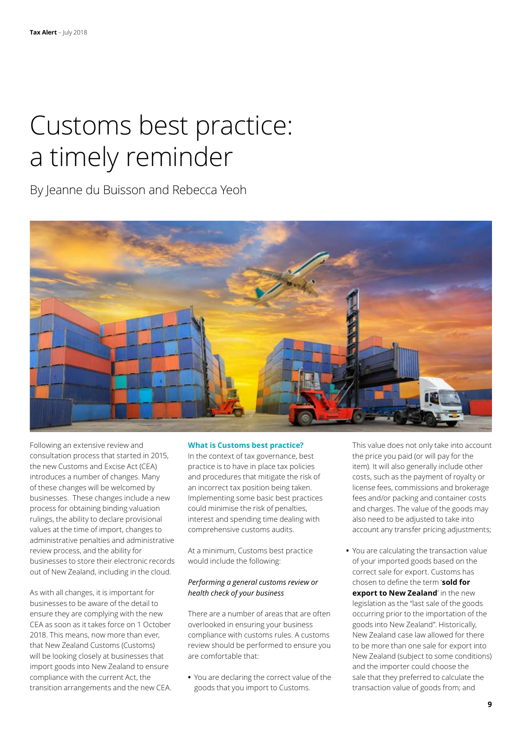# Customs best practice: a timely reminder

By Jeanne du Buisson and Rebecca Yeoh

Following an extensive review and consultation process that started in 2015, the new Customs and Excise Act (CEA) introduces a number of changes. Many of these changes will be welcomed by businesses. These changes include a new process for obtaining binding valuation rulings, the ability to declare provisional values at the time of import, changes to administrative penalties and administrative review process, and the ability for businesses to store their electronic records out of New Zealand, including in the cloud.

As with all changes, it is important for businesses to be aware of the detail to ensure they are complying with the new CEA as soon as it takes force on 1 October 2018. This means, now more than ever, that New Zealand Customs (Customs) will be looking closely at businesses that import goods into New Zealand to ensure compliance with the current Act, the transition arrangements and the new CEA.

## What is Customs best practice?

In the context of tax governance, best practice is to have in place tax policies and procedures that mitigate the risk of an incorrect tax position being taken. Implementing some basic best practices could minimise the risk of penalties, interest and spending time dealing with comprehensive customs audits.

At a minimum, Customs best practice would include the following:

*Performing a general customs review or health check of your business*

There are a number of areas that are often overlooked in ensuring your business compliance with customs rules. A customs review should be performed to ensure you are comfortable that:

- You are declaring the correct value of the goods that you import to Customs. This value does not only take into account the price you paid (or will pay for the item). It will also generally include other costs, such as the payment of royalty or license fees, commissions and brokerage fees and/or packing and container costs and charges. The value of the goods may also need to be adjusted to take into account any transfer pricing adjustments;
- You are calculating the transaction value of your imported goods based on the correct sale for export. Customs has chosen to define the term '**sold for export to New Zealand**' in the new legislation as the "last sale of the goods occurring prior to the importation of the goods into New Zealand". Historically, New Zealand case law allowed for there to be more than one sale for export into New Zealand (subject to some conditions) and the importer could choose the sale that they preferred to calculate the transaction value of goods from; and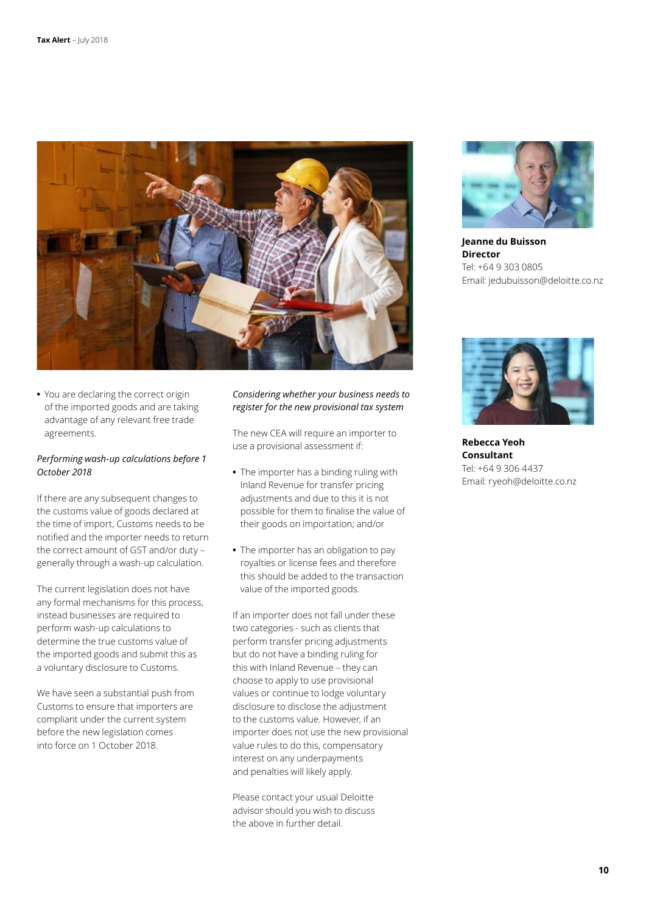- You are declaring the correct origin of the imported goods and are taking advantage of any relevant free trade agreements.

*Performing wash-up calculations before 1 October 2018*

If there are any subsequent changes to the customs value of goods declared at the time of import, Customs needs to be notified and the importer needs to return the correct amount of GST and/or duty – generally through a wash-up calculation.

The current legislation does not have any formal mechanisms for this process, instead businesses are required to perform wash-up calculations to determine the true customs value of the imported goods and submit this as a voluntary disclosure to Customs.

We have seen a substantial push from Customs to ensure that importers are compliant under the current system before the new legislation comes into force on 1 October 2018.

*Considering whether your business needs to register for the new provisional tax system*

The new CEA will require an importer to use a provisional assessment if:

- The importer has a binding ruling with Inland Revenue for transfer pricing adjustments and due to this it is not possible for them to finalise the value of their goods on importation; and/or
- The importer has an obligation to pay royalties or license fees and therefore this should be added to the transaction value of the imported goods.

If an importer does not fall under these two categories - such as clients that perform transfer pricing adjustments but do not have a binding ruling for this with Inland Revenue – they can choose to apply to use provisional values or continue to lodge voluntary disclosure to disclose the adjustment to the customs value. However, if an importer does not use the new provisional value rules to do this, compensatory interest on any underpayments and penalties will likely apply.

Please contact your usual Deloitte advisor should you wish to discuss the above in further detail.

**Jeanne du Buisson**
**Director**
Tel: +64 9 303 0805
Email: jedubuisson@deloitte.co.nz

**Rebecca Yeoh**
**Consultant**
Tel: +64 9 306 4437
Email: ryeoh@deloitte.co.nz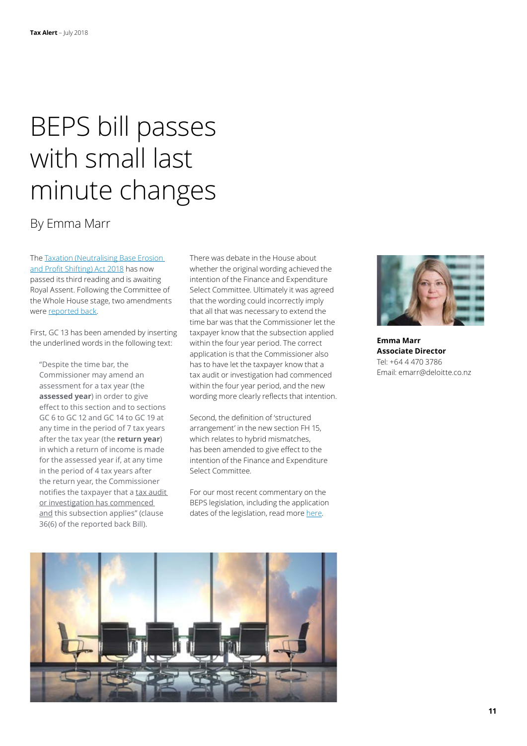# BEPS bill passes with small last minute changes

By Emma Marr

The Taxation (Neutralising Base Erosion and Profit Shifting) Act 2018 has now passed its third reading and is awaiting Royal Assent. Following the Committee of the Whole House stage, two amendments were reported back.

First, GC 13 has been amended by inserting the underlined words in the following text:

> "Despite the time bar, the Commissioner may amend an assessment for a tax year (the **assessed year**) in order to give effect to this section and to sections GC 6 to GC 12 and GC 14 to GC 19 at any time in the period of 7 tax years after the tax year (the **return year**) in which a return of income is made for the assessed year if, at any time in the period of 4 tax years after the return year, the Commissioner notifies the taxpayer that a <u>tax audit or investigation has commenced and</u> this subsection applies" (clause 36(6) of the reported back Bill).

There was debate in the House about whether the original wording achieved the intention of the Finance and Expenditure Select Committee. Ultimately it was agreed that the wording could incorrectly imply that all that was necessary to extend the time bar was that the Commissioner let the taxpayer know that the subsection applied within the four year period. The correct application is that the Commissioner also has to have let the taxpayer know that a tax audit or investigation had commenced within the four year period, and the new wording more clearly reflects that intention.

Second, the definition of 'structured arrangement' in the new section FH 15, which relates to hybrid mismatches, has been amended to give effect to the intention of the Finance and Expenditure Select Committee.

For our most recent commentary on the BEPS legislation, including the application dates of the legislation, read more here.

**Emma Marr**
**Associate Director**
Tel: +64 4 470 3786
Email: emarr@deloitte.co.nz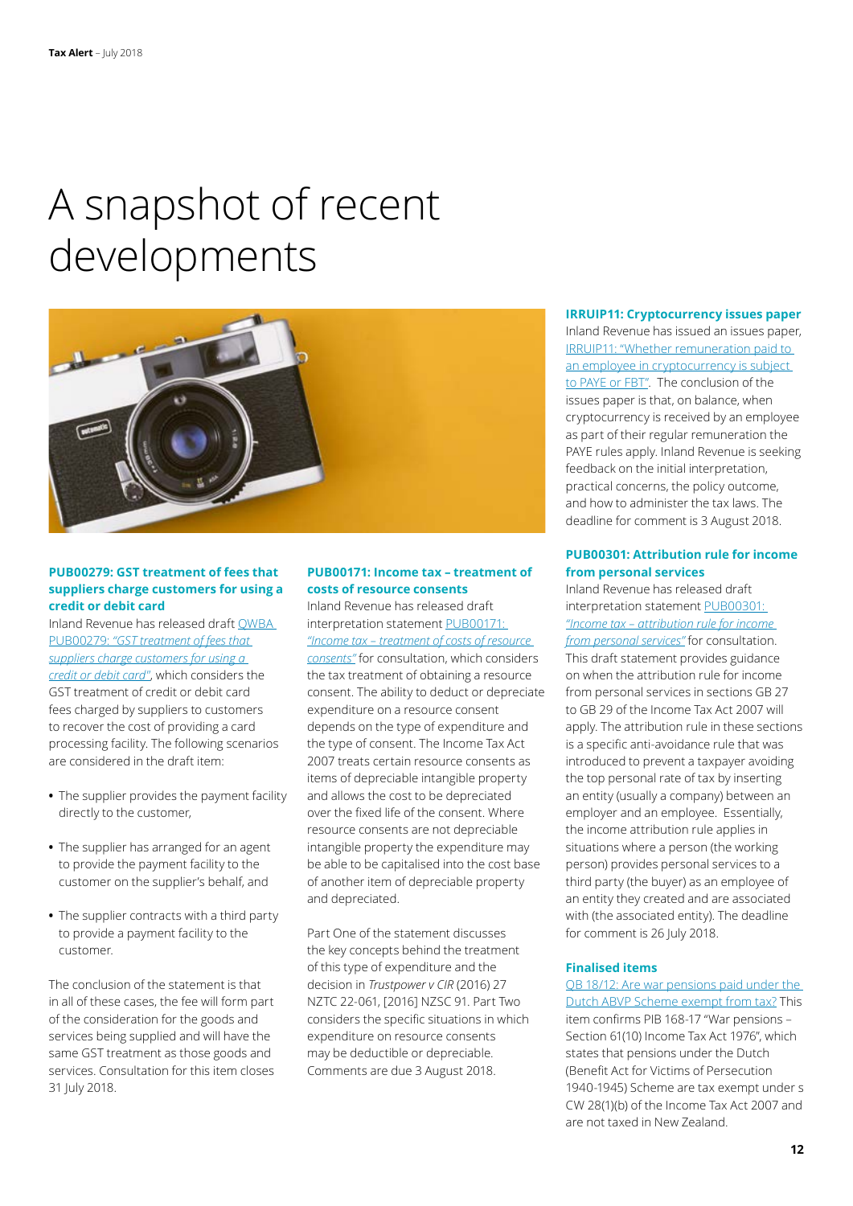# A snapshot of recent developments

### PUB00279: GST treatment of fees that suppliers charge customers for using a credit or debit card

Inland Revenue has released draft QWBA PUB00279: *"GST treatment of fees that suppliers charge customers for using a credit or debit card"*, which considers the GST treatment of credit or debit card fees charged by suppliers to customers to recover the cost of providing a card processing facility. The following scenarios are considered in the draft item:

- The supplier provides the payment facility directly to the customer,
- The supplier has arranged for an agent to provide the payment facility to the customer on the supplier's behalf, and
- The supplier contracts with a third party to provide a payment facility to the customer.

The conclusion of the statement is that in all of these cases, the fee will form part of the consideration for the goods and services being supplied and will have the same GST treatment as those goods and services. Consultation for this item closes 31 July 2018.

### PUB00171: Income tax – treatment of costs of resource consents

Inland Revenue has released draft interpretation statement PUB00171: *"Income tax – treatment of costs of resource consents"* for consultation, which considers the tax treatment of obtaining a resource consent. The ability to deduct or depreciate expenditure on a resource consent depends on the type of expenditure and the type of consent. The Income Tax Act 2007 treats certain resource consents as items of depreciable intangible property and allows the cost to be depreciated over the fixed life of the consent. Where resource consents are not depreciable intangible property the expenditure may be able to be capitalised into the cost base of another item of depreciable property and depreciated.

Part One of the statement discusses the key concepts behind the treatment of this type of expenditure and the decision in *Trustpower v CIR* (2016) 27 NZTC 22-061, [2016] NZSC 91. Part Two considers the specific situations in which expenditure on resource consents may be deductible or depreciable. Comments are due 3 August 2018.

### IRRUIP11: Cryptocurrency issues paper

Inland Revenue has issued an issues paper, IRRUIP11: "Whether remuneration paid to an employee in cryptocurrency is subject to PAYE or FBT". The conclusion of the issues paper is that, on balance, when cryptocurrency is received by an employee as part of their regular remuneration the PAYE rules apply. Inland Revenue is seeking feedback on the initial interpretation, practical concerns, the policy outcome, and how to administer the tax laws. The deadline for comment is 3 August 2018.

### PUB00301: Attribution rule for income from personal services

Inland Revenue has released draft interpretation statement PUB00301: *"Income tax – attribution rule for income from personal services"* for consultation. This draft statement provides guidance on when the attribution rule for income from personal services in sections GB 27 to GB 29 of the Income Tax Act 2007 will apply. The attribution rule in these sections is a specific anti-avoidance rule that was introduced to prevent a taxpayer avoiding the top personal rate of tax by inserting an entity (usually a company) between an employer and an employee. Essentially, the income attribution rule applies in situations where a person (the working person) provides personal services to a third party (the buyer) as an employee of an entity they created and are associated with (the associated entity). The deadline for comment is 26 July 2018.

### Finalised items

QB 18/12: Are war pensions paid under the Dutch ABVP Scheme exempt from tax? This item confirms PIB 168-17 "War pensions – Section 61(10) Income Tax Act 1976", which states that pensions under the Dutch (Benefit Act for Victims of Persecution 1940-1945) Scheme are tax exempt under s CW 28(1)(b) of the Income Tax Act 2007 and are not taxed in New Zealand.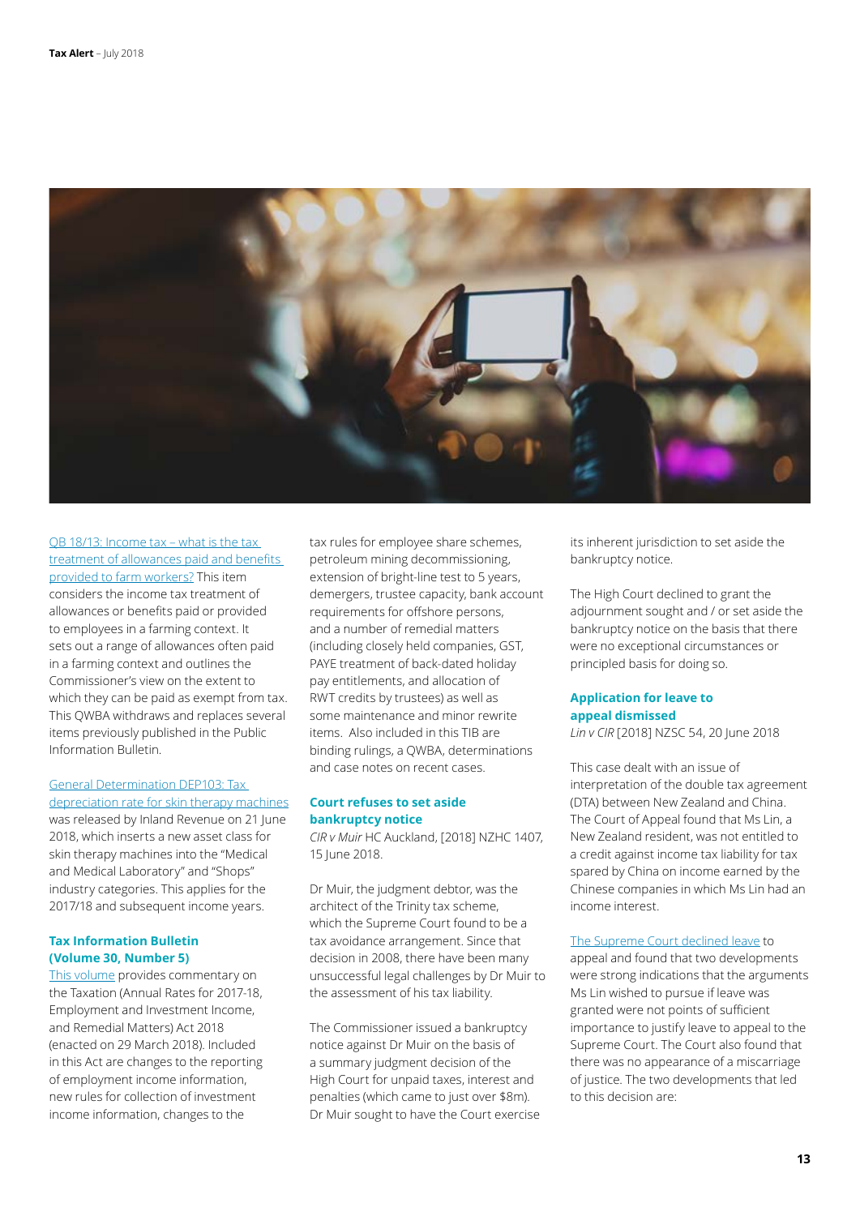QB 18/13: Income tax – what is the tax treatment of allowances paid and benefits provided to farm workers? This item considers the income tax treatment of allowances or benefits paid or provided to employees in a farming context. It sets out a range of allowances often paid in a farming context and outlines the Commissioner's view on the extent to which they can be paid as exempt from tax. This QWBA withdraws and replaces several items previously published in the Public Information Bulletin.

General Determination DEP103: Tax depreciation rate for skin therapy machines was released by Inland Revenue on 21 June 2018, which inserts a new asset class for skin therapy machines into the "Medical and Medical Laboratory" and "Shops" industry categories. This applies for the 2017/18 and subsequent income years.

### Tax Information Bulletin (Volume 30, Number 5)

This volume provides commentary on the Taxation (Annual Rates for 2017-18, Employment and Investment Income, and Remedial Matters) Act 2018 (enacted on 29 March 2018). Included in this Act are changes to the reporting of employment income information, new rules for collection of investment income information, changes to the tax rules for employee share schemes, petroleum mining decommissioning, extension of bright-line test to 5 years, demergers, trustee capacity, bank account requirements for offshore persons, and a number of remedial matters (including closely held companies, GST, PAYE treatment of back-dated holiday pay entitlements, and allocation of RWT credits by trustees) as well as some maintenance and minor rewrite items. Also included in this TIB are binding rulings, a QWBA, determinations and case notes on recent cases.

### Court refuses to set aside bankruptcy notice

*CIR v Muir* HC Auckland, [2018] NZHC 1407, 15 June 2018.

Dr Muir, the judgment debtor, was the architect of the Trinity tax scheme, which the Supreme Court found to be a tax avoidance arrangement. Since that decision in 2008, there have been many unsuccessful legal challenges by Dr Muir to the assessment of his tax liability.

The Commissioner issued a bankruptcy notice against Dr Muir on the basis of a summary judgment decision of the High Court for unpaid taxes, interest and penalties (which came to just over $8m). Dr Muir sought to have the Court exercise its inherent jurisdiction to set aside the bankruptcy notice.

The High Court declined to grant the adjournment sought and / or set aside the bankruptcy notice on the basis that there were no exceptional circumstances or principled basis for doing so.

### Application for leave to appeal dismissed

*Lin v CIR* [2018] NZSC 54, 20 June 2018

This case dealt with an issue of interpretation of the double tax agreement (DTA) between New Zealand and China. The Court of Appeal found that Ms Lin, a New Zealand resident, was not entitled to a credit against income tax liability for tax spared by China on income earned by the Chinese companies in which Ms Lin had an income interest.

The Supreme Court declined leave to appeal and found that two developments were strong indications that the arguments Ms Lin wished to pursue if leave was granted were not points of sufficient importance to justify leave to appeal to the Supreme Court. The Court also found that there was no appearance of a miscarriage of justice. The two developments that led to this decision are: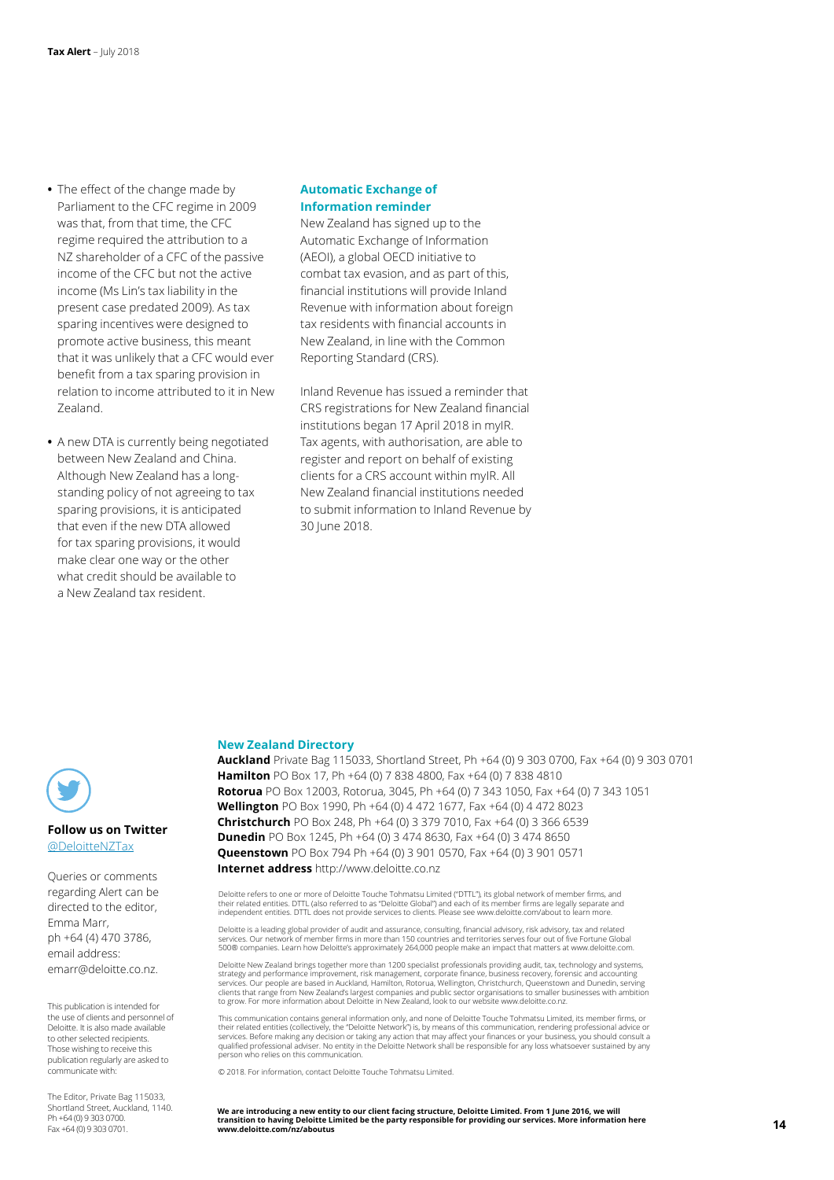- The effect of the change made by Parliament to the CFC regime in 2009 was that, from that time, the CFC regime required the attribution to a NZ shareholder of a CFC of the passive income of the CFC but not the active income (Ms Lin's tax liability in the present case predated 2009). As tax sparing incentives were designed to promote active business, this meant that it was unlikely that a CFC would ever benefit from a tax sparing provision in relation to income attributed to it in New Zealand.
- A new DTA is currently being negotiated between New Zealand and China. Although New Zealand has a long-standing policy of not agreeing to tax sparing provisions, it is anticipated that even if the new DTA allowed for tax sparing provisions, it would make clear one way or the other what credit should be available to a New Zealand tax resident.

## Automatic Exchange of Information reminder

New Zealand has signed up to the Automatic Exchange of Information (AEOI), a global OECD initiative to combat tax evasion, and as part of this, financial institutions will provide Inland Revenue with information about foreign tax residents with financial accounts in New Zealand, in line with the Common Reporting Standard (CRS).

Inland Revenue has issued a reminder that CRS registrations for New Zealand financial institutions began 17 April 2018 in myIR. Tax agents, with authorisation, are able to register and report on behalf of existing clients for a CRS account within myIR. All New Zealand financial institutions needed to submit information to Inland Revenue by 30 June 2018.

**Follow us on Twitter**
@DeloitteNZTax

Queries or comments regarding Alert can be directed to the editor, Emma Marr, ph +64 (4) 470 3786, email address: emarr@deloitte.co.nz.

This publication is intended for the use of clients and personnel of Deloitte. It is also made available to other selected recipients. Those wishing to receive this publication regularly are asked to communicate with:

The Editor, Private Bag 115033, Shortland Street, Auckland, 1140. Ph +64 (0) 9 303 0700. Fax +64 (0) 9 303 0701.

## New Zealand Directory

**Auckland** Private Bag 115033, Shortland Street, Ph +64 (0) 9 303 0700, Fax +64 (0) 9 303 0701
**Hamilton** PO Box 17, Ph +64 (0) 7 838 4800, Fax +64 (0) 7 838 4810
**Rotorua** PO Box 12003, Rotorua, 3045, Ph +64 (0) 7 343 1050, Fax +64 (0) 7 343 1051
**Wellington** PO Box 1990, Ph +64 (0) 4 472 1677, Fax +64 (0) 4 472 8023
**Christchurch** PO Box 248, Ph +64 (0) 3 379 7010, Fax +64 (0) 3 366 6539
**Dunedin** PO Box 1245, Ph +64 (0) 3 474 8630, Fax +64 (0) 3 474 8650
**Queenstown** PO Box 794 Ph +64 (0) 3 901 0570, Fax +64 (0) 3 901 0571
**Internet address** http://www.deloitte.co.nz

Deloitte refers to one or more of Deloitte Touche Tohmatsu Limited ("DTTL"), its global network of member firms, and their related entities. DTTL (also referred to as "Deloitte Global") and each of its member firms are legally separate and independent entities. DTTL does not provide services to clients. Please see www.deloitte.com/about to learn more.

Deloitte is a leading global provider of audit and assurance, consulting, financial advisory, risk advisory, tax and related services. Our network of member firms in more than 150 countries and territories serves four out of five Fortune Global 500® companies. Learn how Deloitte's approximately 264,000 people make an impact that matters at www.deloitte.com.

Deloitte New Zealand brings together more than 1200 specialist professionals providing audit, tax, technology and systems, strategy and performance improvement, risk management, corporate finance, business recovery, forensic and accounting services. Our people are based in Auckland, Hamilton, Rotorua, Wellington, Christchurch, Queenstown and Dunedin, serving clients that range from New Zealand's largest companies and public sector organisations to smaller businesses with ambition to grow. For more information about Deloitte in New Zealand, look to our website www.deloitte.co.nz.

This communication contains general information only, and none of Deloitte Touche Tohmatsu Limited, its member firms, or their related entities (collectively, the "Deloitte Network") is, by means of this communication, rendering professional advice or services. Before making any decision or taking any action that may affect your finances or your business, you should consult a qualified professional adviser. No entity in the Deloitte Network shall be responsible for any loss whatsoever sustained by any person who relies on this communication.

© 2018. For information, contact Deloitte Touche Tohmatsu Limited.

**We are introducing a new entity to our client facing structure, Deloitte Limited. From 1 June 2016, we will transition to having Deloitte Limited be the party responsible for providing our services. More information here www.deloitte.com/nz/aboutus**